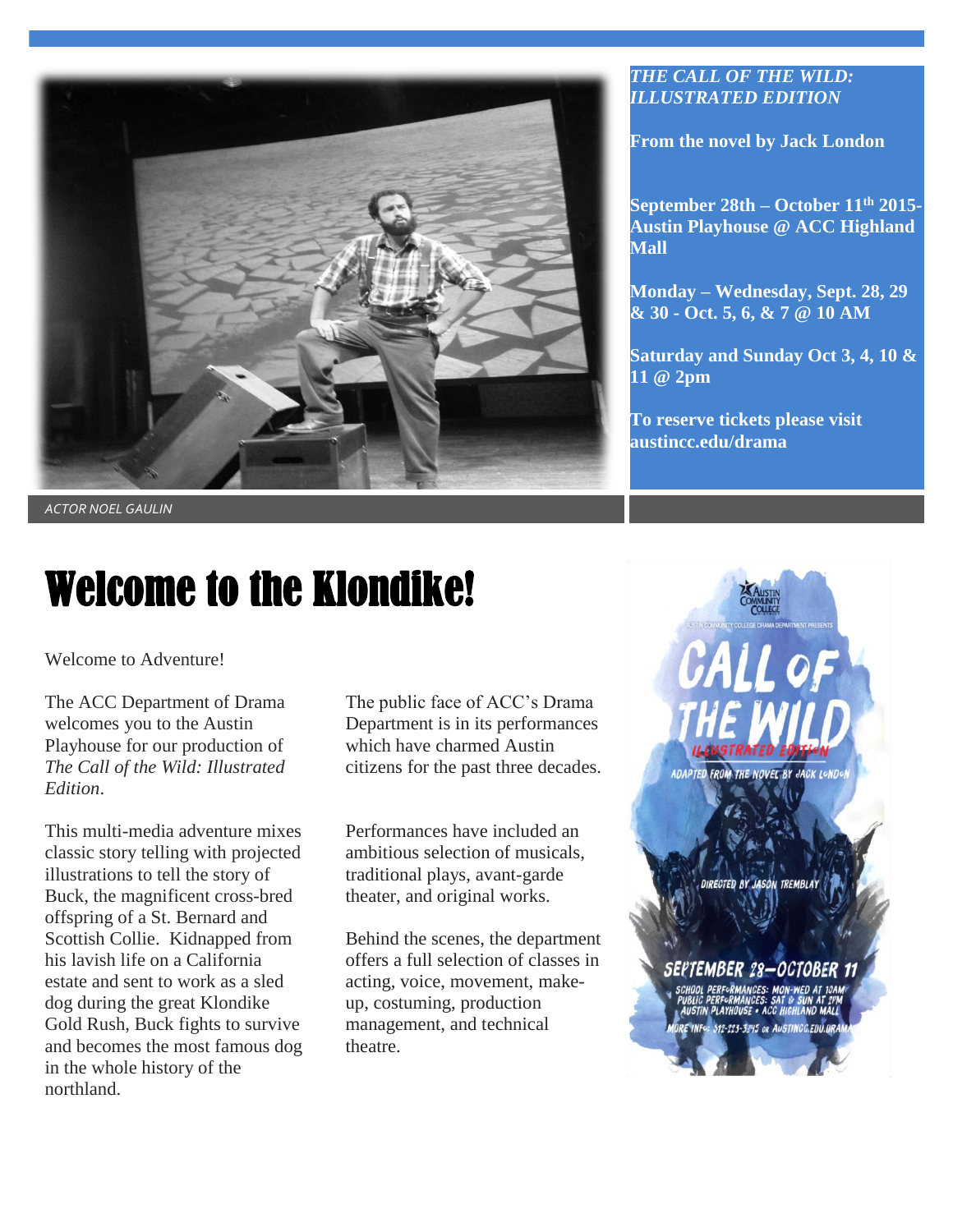***THE CALL OF THE WILD: ILLUSTRATED EDITION***

**From the novel by Jack London**

**September 28th – October 11th 2015- Austin Playhouse @ ACC Highland Mall**

**Monday – Wednesday, Sept. 28, 29 & 30 - Oct. 5, 6, & 7 @ 10 AM**

**Saturday and Sunday Oct 3, 4, 10 & 11 @ 2pm**

**To reserve tickets please visit austincc.edu/drama**

*ACTOR NOEL GAULIN*

# Welcome to the Klondike!

Welcome to Adventure!

The ACC Department of Drama welcomes you to the Austin Playhouse for our production of *The Call of the Wild: Illustrated Edition*.

This multi-media adventure mixes classic story telling with projected illustrations to tell the story of Buck, the magnificent cross-bred offspring of a St. Bernard and Scottish Collie. Kidnapped from his lavish life on a California estate and sent to work as a sled dog during the great Klondike Gold Rush, Buck fights to survive and becomes the most famous dog in the whole history of the northland.

The public face of ACC's Drama Department is in its performances which have charmed Austin citizens for the past three decades.

Performances have included an ambitious selection of musicals, traditional plays, avant-garde theater, and original works.

Behind the scenes, the department offers a full selection of classes in acting, voice, movement, make-up, costuming, production management, and technical theatre.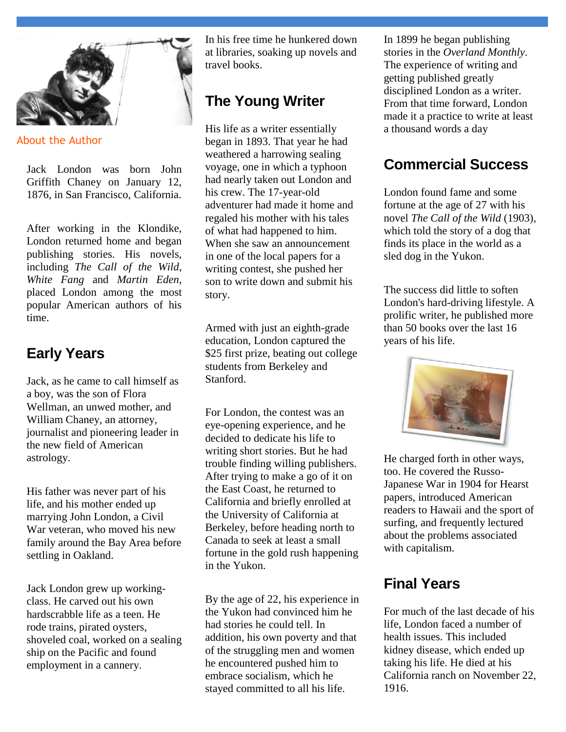About the Author

Jack London was born John Griffith Chaney on January 12, 1876, in San Francisco, California.

After working in the Klondike, London returned home and began publishing stories. His novels, including *The Call of the Wild*, *White Fang* and *Martin Eden*, placed London among the most popular American authors of his time.

## Early Years

Jack, as he came to call himself as a boy, was the son of Flora Wellman, an unwed mother, and William Chaney, an attorney, journalist and pioneering leader in the new field of American astrology.

His father was never part of his life, and his mother ended up marrying John London, a Civil War veteran, who moved his new family around the Bay Area before settling in Oakland.

Jack London grew up working-class. He carved out his own hardscrabble life as a teen. He rode trains, pirated oysters, shoveled coal, worked on a sealing ship on the Pacific and found employment in a cannery.

In his free time he hunkered down at libraries, soaking up novels and travel books.

## The Young Writer

His life as a writer essentially began in 1893. That year he had weathered a harrowing sealing voyage, one in which a typhoon had nearly taken out London and his crew. The 17-year-old adventurer had made it home and regaled his mother with his tales of what had happened to him. When she saw an announcement in one of the local papers for a writing contest, she pushed her son to write down and submit his story.

Armed with just an eighth-grade education, London captured the $25 first prize, beating out college students from Berkeley and Stanford.

For London, the contest was an eye-opening experience, and he decided to dedicate his life to writing short stories. But he had trouble finding willing publishers. After trying to make a go of it on the East Coast, he returned to California and briefly enrolled at the University of California at Berkeley, before heading north to Canada to seek at least a small fortune in the gold rush happening in the Yukon.

By the age of 22, his experience in the Yukon had convinced him he had stories he could tell. In addition, his own poverty and that of the struggling men and women he encountered pushed him to embrace socialism, which he stayed committed to all his life.

In 1899 he began publishing stories in the *Overland Monthly*. The experience of writing and getting published greatly disciplined London as a writer. From that time forward, London made it a practice to write at least a thousand words a day

## Commercial Success

London found fame and some fortune at the age of 27 with his novel *The Call of the Wild* (1903), which told the story of a dog that finds its place in the world as a sled dog in the Yukon.

The success did little to soften London's hard-driving lifestyle. A prolific writer, he published more than 50 books over the last 16 years of his life.

He charged forth in other ways, too. He covered the Russo-Japanese War in 1904 for Hearst papers, introduced American readers to Hawaii and the sport of surfing, and frequently lectured about the problems associated with capitalism.

## Final Years

For much of the last decade of his life, London faced a number of health issues. This included kidney disease, which ended up taking his life. He died at his California ranch on November 22, 1916.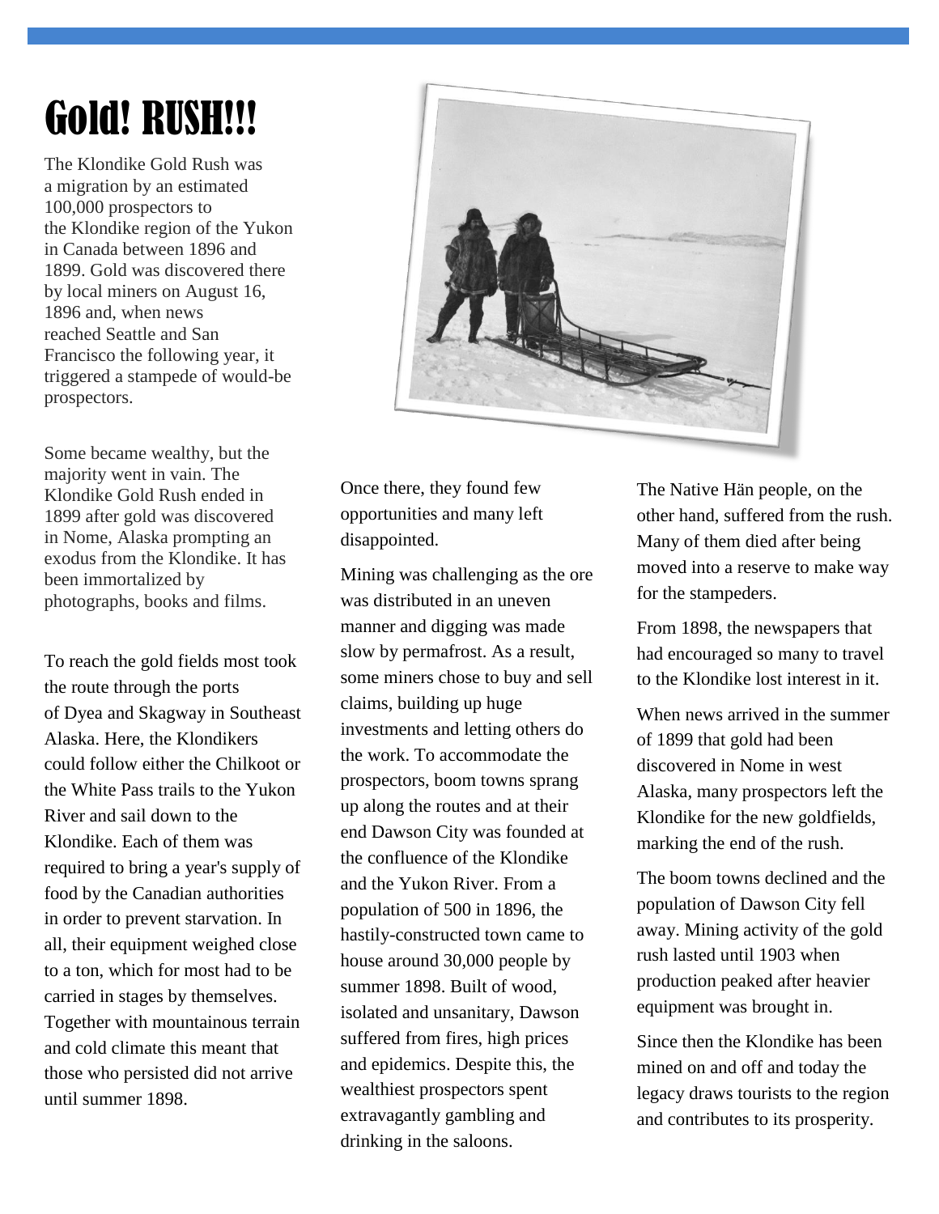# Gold! RUSH!!!

The Klondike Gold Rush was a migration by an estimated 100,000 prospectors to the Klondike region of the Yukon in Canada between 1896 and 1899. Gold was discovered there by local miners on August 16, 1896 and, when news reached Seattle and San Francisco the following year, it triggered a stampede of would-be prospectors.

Some became wealthy, but the majority went in vain. The Klondike Gold Rush ended in 1899 after gold was discovered in Nome, Alaska prompting an exodus from the Klondike. It has been immortalized by photographs, books and films.

To reach the gold fields most took the route through the ports of Dyea and Skagway in Southeast Alaska. Here, the Klondikers could follow either the Chilkoot or the White Pass trails to the Yukon River and sail down to the Klondike. Each of them was required to bring a year's supply of food by the Canadian authorities in order to prevent starvation. In all, their equipment weighed close to a ton, which for most had to be carried in stages by themselves. Together with mountainous terrain and cold climate this meant that those who persisted did not arrive until summer 1898.

Once there, they found few opportunities and many left disappointed.

Mining was challenging as the ore was distributed in an uneven manner and digging was made slow by permafrost. As a result, some miners chose to buy and sell claims, building up huge investments and letting others do the work. To accommodate the prospectors, boom towns sprang up along the routes and at their end Dawson City was founded at the confluence of the Klondike and the Yukon River. From a population of 500 in 1896, the hastily-constructed town came to house around 30,000 people by summer 1898. Built of wood, isolated and unsanitary, Dawson suffered from fires, high prices and epidemics. Despite this, the wealthiest prospectors spent extravagantly gambling and drinking in the saloons.

The Native Hän people, on the other hand, suffered from the rush. Many of them died after being moved into a reserve to make way for the stampeders.

From 1898, the newspapers that had encouraged so many to travel to the Klondike lost interest in it.

When news arrived in the summer of 1899 that gold had been discovered in Nome in west Alaska, many prospectors left the Klondike for the new goldfields, marking the end of the rush.

The boom towns declined and the population of Dawson City fell away. Mining activity of the gold rush lasted until 1903 when production peaked after heavier equipment was brought in.

Since then the Klondike has been mined on and off and today the legacy draws tourists to the region and contributes to its prosperity.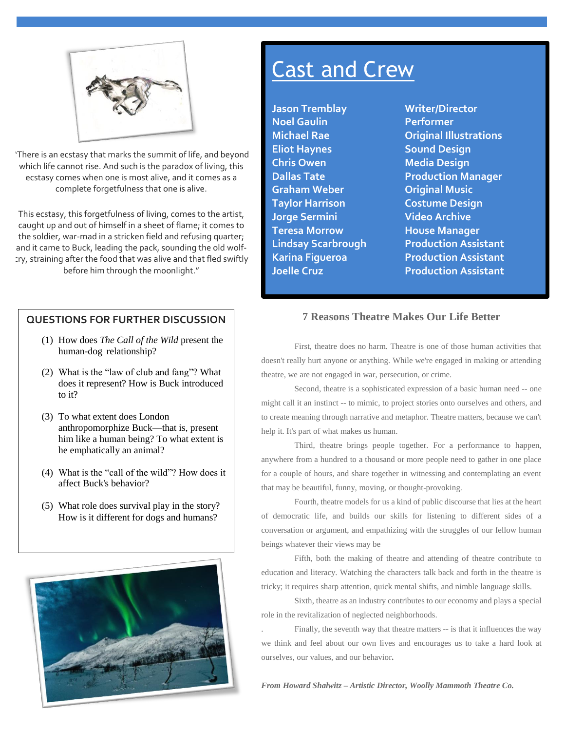'There is an ecstasy that marks the summit of life, and beyond which life cannot rise. And such is the paradox of living, this ecstasy comes when one is most alive, and it comes as a complete forgetfulness that one is alive.

This ecstasy, this forgetfulness of living, comes to the artist, caught up and out of himself in a sheet of flame; it comes to the soldier, war-mad in a stricken field and refusing quarter; and it came to Buck, leading the pack, sounding the old wolf-cry, straining after the food that was alive and that fled swiftly before him through the moonlight."

### QUESTIONS FOR FURTHER DISCUSSION

(1) How does *The Call of the Wild* present the human-dog relationship?

(2) What is the "law of club and fang"? What does it represent? How is Buck introduced to it?

(3) To what extent does London anthropomorphize Buck—that is, present him like a human being? To what extent is he emphatically an animal?

(4) What is the "call of the wild"? How does it affect Buck's behavior?

(5) What role does survival play in the story? How is it different for dogs and humans?

# Cast and Crew

| | |
|---|---|
| **Jason Tremblay** | **Writer/Director** |
| **Noel Gaulin** | **Performer** |
| **Michael Rae** | **Original Illustrations** |
| **Eliot Haynes** | **Sound Design** |
| **Chris Owen** | **Media Design** |
| **Dallas Tate** | **Production Manager** |
| **Graham Weber** | **Original Music** |
| **Taylor Harrison** | **Costume Design** |
| **Jorge Sermini** | **Video Archive** |
| **Teresa Morrow** | **House Manager** |
| **Lindsay Scarbrough** | **Production Assistant** |
| **Karina Figueroa** | **Production Assistant** |
| **Joelle Cruz** | **Production Assistant** |

### 7 Reasons Theatre Makes Our Life Better

First, theatre does no harm. Theatre is one of those human activities that doesn't really hurt anyone or anything. While we're engaged in making or attending theatre, we are not engaged in war, persecution, or crime.

Second, theatre is a sophisticated expression of a basic human need -- one might call it an instinct -- to mimic, to project stories onto ourselves and others, and to create meaning through narrative and metaphor. Theatre matters, because we can't help it. It's part of what makes us human.

Third, theatre brings people together. For a performance to happen, anywhere from a hundred to a thousand or more people need to gather in one place for a couple of hours, and share together in witnessing and contemplating an event that may be beautiful, funny, moving, or thought-provoking.

Fourth, theatre models for us a kind of public discourse that lies at the heart of democratic life, and builds our skills for listening to different sides of a conversation or argument, and empathizing with the struggles of our fellow human beings whatever their views may be

Fifth, both the making of theatre and attending of theatre contribute to education and literacy. Watching the characters talk back and forth in the theatre is tricky; it requires sharp attention, quick mental shifts, and nimble language skills.

Sixth, theatre as an industry contributes to our economy and plays a special role in the revitalization of neglected neighborhoods.

. Finally, the seventh way that theatre matters -- is that it influences the way we think and feel about our own lives and encourages us to take a hard look at ourselves, our values, and our behavior.

***From Howard Shalwitz – Artistic Director, Woolly Mammoth Theatre Co.***